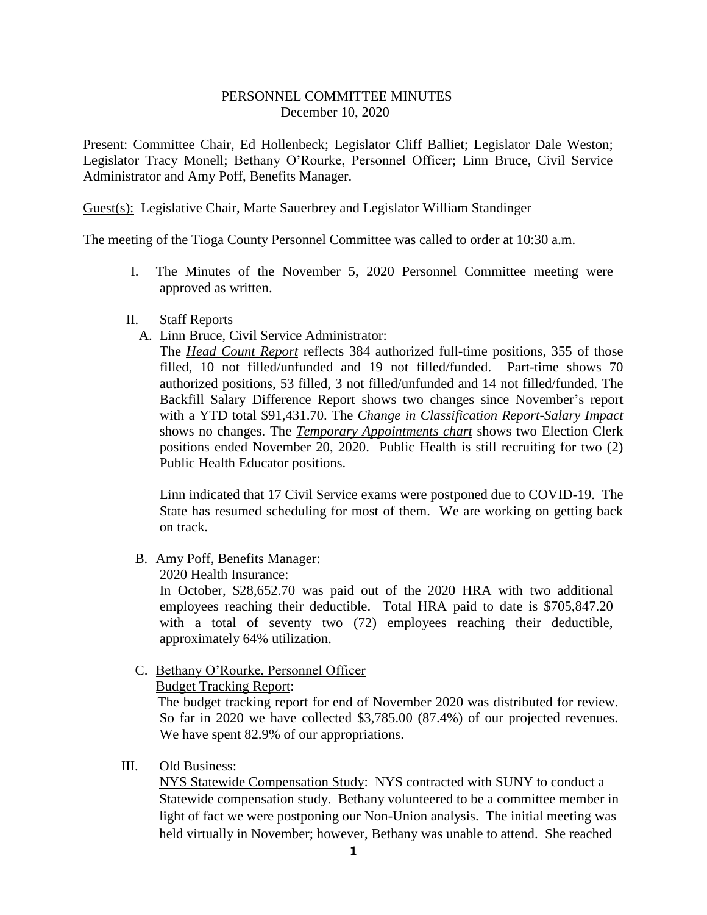PERSONNEL COMMITTEE MINUTES
December 10, 2020

Present: Committee Chair, Ed Hollenbeck; Legislator Cliff Balliet; Legislator Dale Weston; Legislator Tracy Monell; Bethany O'Rourke, Personnel Officer; Linn Bruce, Civil Service Administrator and Amy Poff, Benefits Manager.

Guest(s): Legislative Chair, Marte Sauerbrey and Legislator William Standinger

The meeting of the Tioga County Personnel Committee was called to order at 10:30 a.m.

I. The Minutes of the November 5, 2020 Personnel Committee meeting were approved as written.

II. Staff Reports

A. Linn Bruce, Civil Service Administrator:

The ***Head Count Report*** reflects 384 authorized full-time positions, 355 of those filled, 10 not filled/unfunded and 19 not filled/funded. Part-time shows 70 authorized positions, 53 filled, 3 not filled/unfunded and 14 not filled/funded. The Backfill Salary Difference Report shows two changes since November's report with a YTD total $91,431.70. The ***Change in Classification Report-Salary Impact*** shows no changes. The ***Temporary Appointments chart*** shows two Election Clerk positions ended November 20, 2020. Public Health is still recruiting for two (2) Public Health Educator positions.

Linn indicated that 17 Civil Service exams were postponed due to COVID-19. The State has resumed scheduling for most of them. We are working on getting back on track.

B. Amy Poff, Benefits Manager:

2020 Health Insurance:

In October, $28,652.70 was paid out of the 2020 HRA with two additional employees reaching their deductible. Total HRA paid to date is $705,847.20 with a total of seventy two (72) employees reaching their deductible, approximately 64% utilization.

C. Bethany O'Rourke, Personnel Officer

Budget Tracking Report:

The budget tracking report for end of November 2020 was distributed for review. So far in 2020 we have collected $3,785.00 (87.4%) of our projected revenues. We have spent 82.9% of our appropriations.

III. Old Business:

NYS Statewide Compensation Study: NYS contracted with SUNY to conduct a Statewide compensation study. Bethany volunteered to be a committee member in light of fact we were postponing our Non-Union analysis. The initial meeting was held virtually in November; however, Bethany was unable to attend. She reached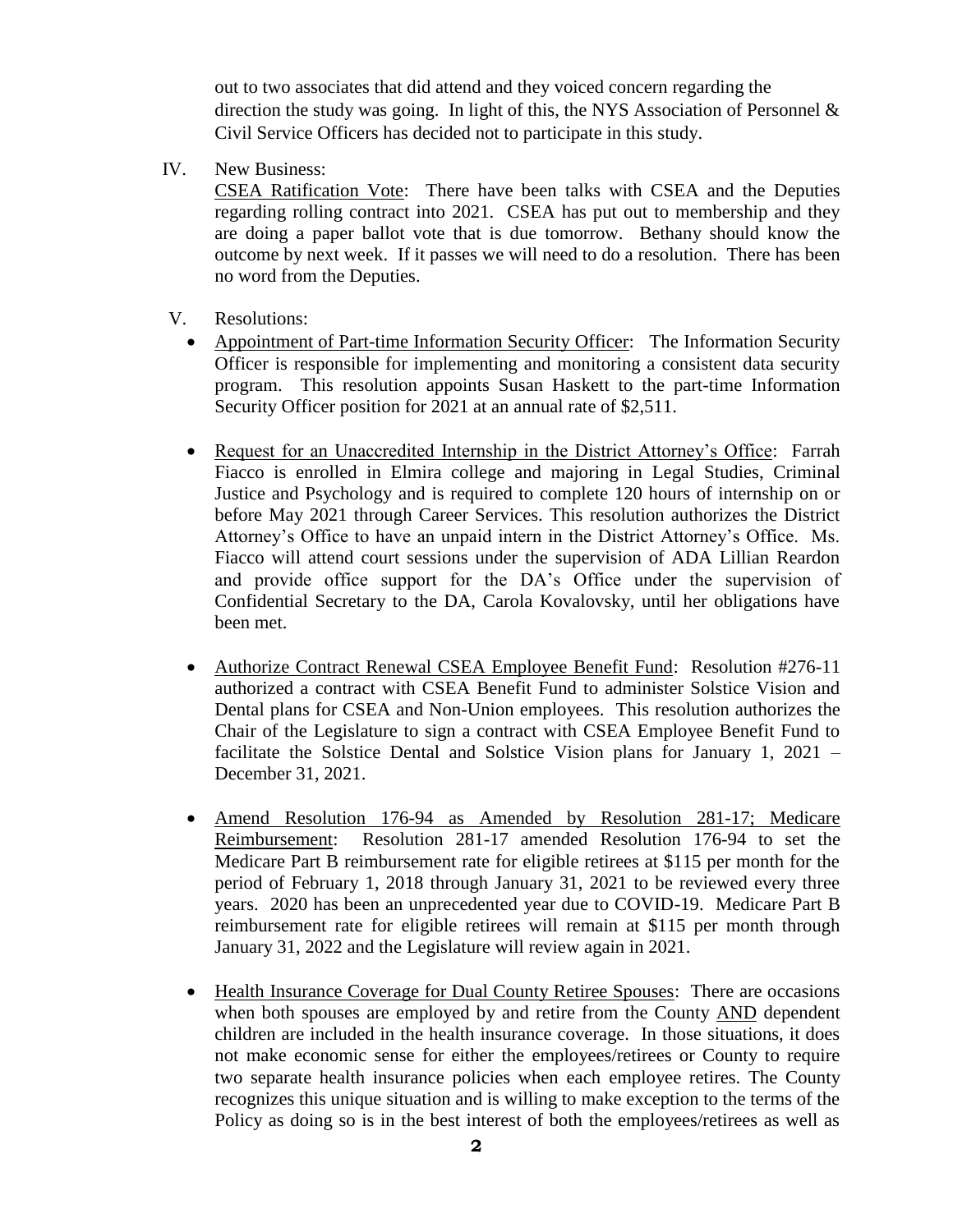out to two associates that did attend and they voiced concern regarding the direction the study was going. In light of this, the NYS Association of Personnel & Civil Service Officers has decided not to participate in this study.

IV. New Business:

<u>CSEA Ratification Vote</u>: There have been talks with CSEA and the Deputies regarding rolling contract into 2021. CSEA has put out to membership and they are doing a paper ballot vote that is due tomorrow. Bethany should know the outcome by next week. If it passes we will need to do a resolution. There has been no word from the Deputies.

V. Resolutions:

- <u>Appointment of Part-time Information Security Officer</u>: The Information Security Officer is responsible for implementing and monitoring a consistent data security program. This resolution appoints Susan Haskett to the part-time Information Security Officer position for 2021 at an annual rate of $2,511.

- <u>Request for an Unaccredited Internship in the District Attorney's Office</u>: Farrah Fiacco is enrolled in Elmira college and majoring in Legal Studies, Criminal Justice and Psychology and is required to complete 120 hours of internship on or before May 2021 through Career Services. This resolution authorizes the District Attorney's Office to have an unpaid intern in the District Attorney's Office. Ms. Fiacco will attend court sessions under the supervision of ADA Lillian Reardon and provide office support for the DA's Office under the supervision of Confidential Secretary to the DA, Carola Kovalovsky, until her obligations have been met.

- <u>Authorize Contract Renewal CSEA Employee Benefit Fund</u>: Resolution #276-11 authorized a contract with CSEA Benefit Fund to administer Solstice Vision and Dental plans for CSEA and Non-Union employees. This resolution authorizes the Chair of the Legislature to sign a contract with CSEA Employee Benefit Fund to facilitate the Solstice Dental and Solstice Vision plans for January 1, 2021 – December 31, 2021.

- <u>Amend Resolution 176-94 as Amended by Resolution 281-17; Medicare Reimbursement</u>: Resolution 281-17 amended Resolution 176-94 to set the Medicare Part B reimbursement rate for eligible retirees at $115 per month for the period of February 1, 2018 through January 31, 2021 to be reviewed every three years. 2020 has been an unprecedented year due to COVID-19. Medicare Part B reimbursement rate for eligible retirees will remain at $115 per month through January 31, 2022 and the Legislature will review again in 2021.

- <u>Health Insurance Coverage for Dual County Retiree Spouses</u>: There are occasions when both spouses are employed by and retire from the County <u>AND</u> dependent children are included in the health insurance coverage. In those situations, it does not make economic sense for either the employees/retirees or County to require two separate health insurance policies when each employee retires. The County recognizes this unique situation and is willing to make exception to the terms of the Policy as doing so is in the best interest of both the employees/retirees as well as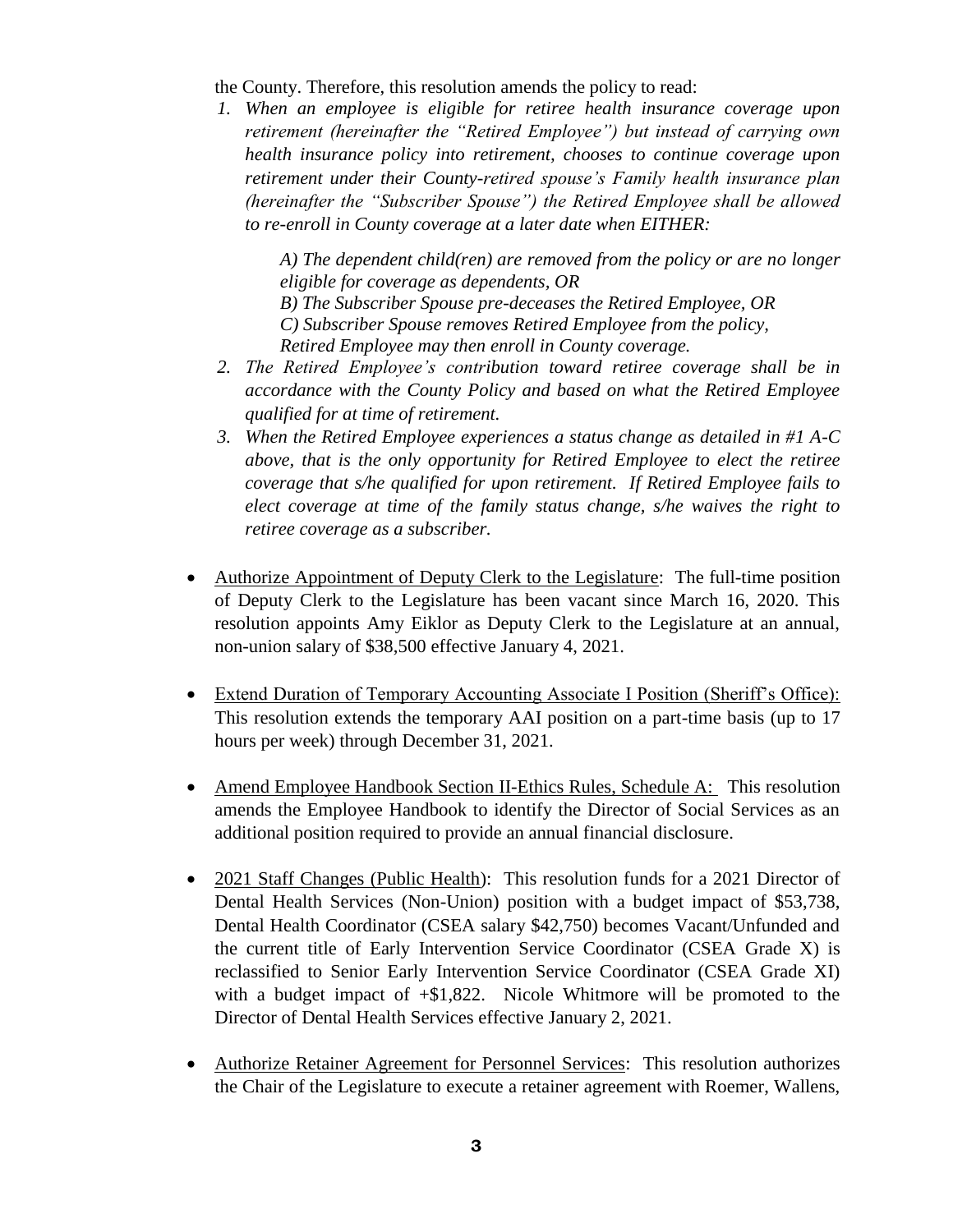the County. Therefore, this resolution amends the policy to read:

1. *When an employee is eligible for retiree health insurance coverage upon retirement (hereinafter the "Retired Employee") but instead of carrying own health insurance policy into retirement, chooses to continue coverage upon retirement under their County-retired spouse's Family health insurance plan (hereinafter the "Subscriber Spouse") the Retired Employee shall be allowed to re-enroll in County coverage at a later date when EITHER:*

   *A) The dependent child(ren) are removed from the policy or are no longer eligible for coverage as dependents, OR*
   *B) The Subscriber Spouse pre-deceases the Retired Employee, OR*
   *C) Subscriber Spouse removes Retired Employee from the policy,*
   *Retired Employee may then enroll in County coverage.*

2. *The Retired Employee's contribution toward retiree coverage shall be in accordance with the County Policy and based on what the Retired Employee qualified for at time of retirement.*
3. *When the Retired Employee experiences a status change as detailed in #1 A-C above, that is the only opportunity for Retired Employee to elect the retiree coverage that s/he qualified for upon retirement. If Retired Employee fails to elect coverage at time of the family status change, s/he waives the right to retiree coverage as a subscriber.*

- <u>Authorize Appointment of Deputy Clerk to the Legislature</u>: The full-time position of Deputy Clerk to the Legislature has been vacant since March 16, 2020. This resolution appoints Amy Eiklor as Deputy Clerk to the Legislature at an annual, non-union salary of $38,500 effective January 4, 2021.

- <u>Extend Duration of Temporary Accounting Associate I Position (Sheriff's Office):</u> This resolution extends the temporary AAI position on a part-time basis (up to 17 hours per week) through December 31, 2021.

- <u>Amend Employee Handbook Section II-Ethics Rules, Schedule A:</u> This resolution amends the Employee Handbook to identify the Director of Social Services as an additional position required to provide an annual financial disclosure.

- <u>2021 Staff Changes (Public Health)</u>: This resolution funds for a 2021 Director of Dental Health Services (Non-Union) position with a budget impact of $53,738, Dental Health Coordinator (CSEA salary $42,750) becomes Vacant/Unfunded and the current title of Early Intervention Service Coordinator (CSEA Grade X) is reclassified to Senior Early Intervention Service Coordinator (CSEA Grade XI) with a budget impact of +$1,822. Nicole Whitmore will be promoted to the Director of Dental Health Services effective January 2, 2021.

- <u>Authorize Retainer Agreement for Personnel Services</u>: This resolution authorizes the Chair of the Legislature to execute a retainer agreement with Roemer, Wallens,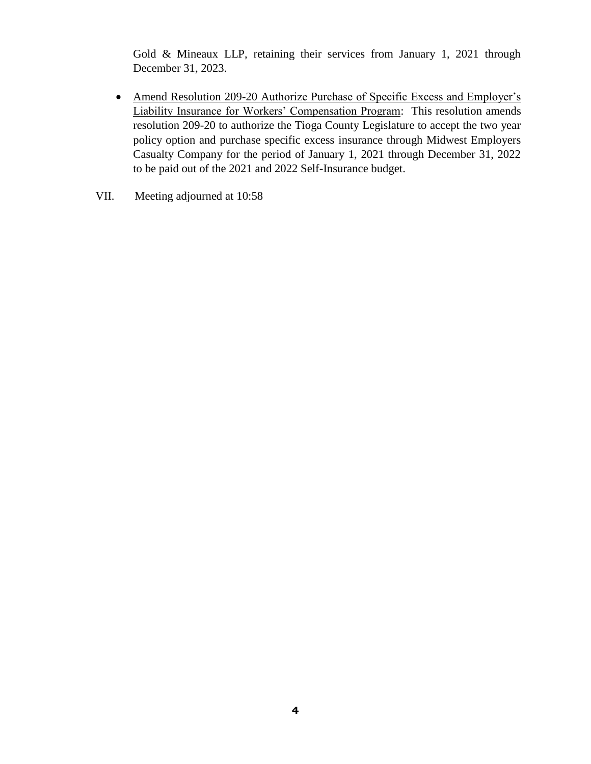Gold & Mineaux LLP, retaining their services from January 1, 2021 through December 31, 2023.

- Amend Resolution 209-20 Authorize Purchase of Specific Excess and Employer's Liability Insurance for Workers' Compensation Program: This resolution amends resolution 209-20 to authorize the Tioga County Legislature to accept the two year policy option and purchase specific excess insurance through Midwest Employers Casualty Company for the period of January 1, 2021 through December 31, 2022 to be paid out of the 2021 and 2022 Self-Insurance budget.

VII. Meeting adjourned at 10:58